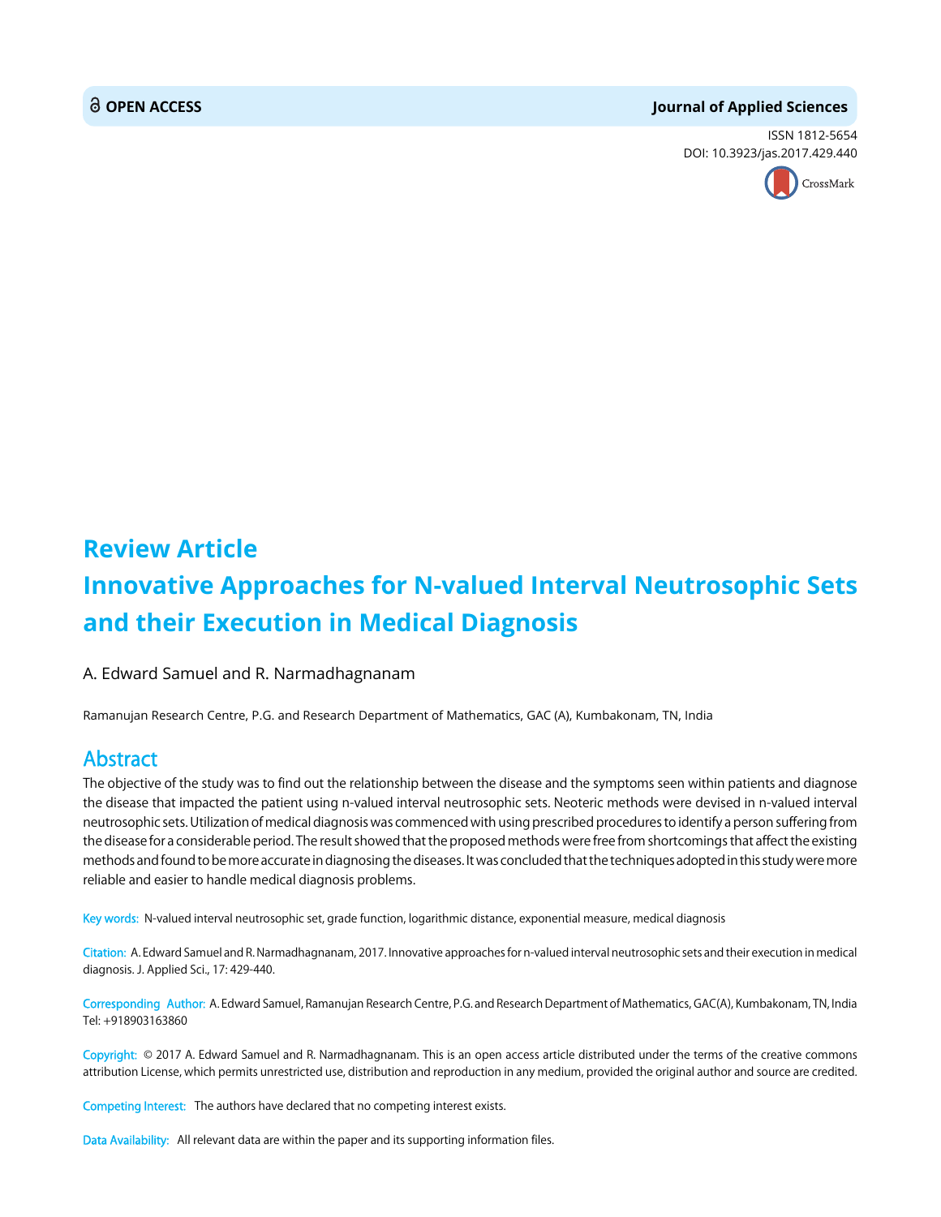**OPEN ACCESS** **Journal of Applied Sciences**

ISSN 1812-5654
DOI: 10.3923/jas.2017.429.440

## Review Article

# Innovative Approaches for N-valued Interval Neutrosophic Sets and their Execution in Medical Diagnosis

A. Edward Samuel and R. Narmadhagnanam

Ramanujan Research Centre, P.G. and Research Department of Mathematics, GAC (A), Kumbakonam, TN, India

## Abstract

The objective of the study was to find out the relationship between the disease and the symptoms seen within patients and diagnose the disease that impacted the patient using n-valued interval neutrosophic sets. Neoteric methods were devised in n-valued interval neutrosophic sets. Utilization of medical diagnosis was commenced with using prescribed procedures to identify a person suffering from the disease for a considerable period. The result showed that the proposed methods were free from shortcomings that affect the existing methods and found to be more accurate in diagnosing the diseases. It was concluded that the techniques adopted in this study were more reliable and easier to handle medical diagnosis problems.

**Key words:** N-valued interval neutrosophic set, grade function, logarithmic distance, exponential measure, medical diagnosis

**Citation:** A. Edward Samuel and R. Narmadhagnanam, 2017. Innovative approaches for n-valued interval neutrosophic sets and their execution in medical diagnosis. J. Applied Sci., 17: 429-440.

**Corresponding Author:** A. Edward Samuel, Ramanujan Research Centre, P.G. and Research Department of Mathematics, GAC(A), Kumbakonam, TN, India Tel: +918903163860

**Copyright:** © 2017 A. Edward Samuel and R. Narmadhagnanam. This is an open access article distributed under the terms of the creative commons attribution License, which permits unrestricted use, distribution and reproduction in any medium, provided the original author and source are credited.

**Competing Interest:** The authors have declared that no competing interest exists.

**Data Availability:** All relevant data are within the paper and its supporting information files.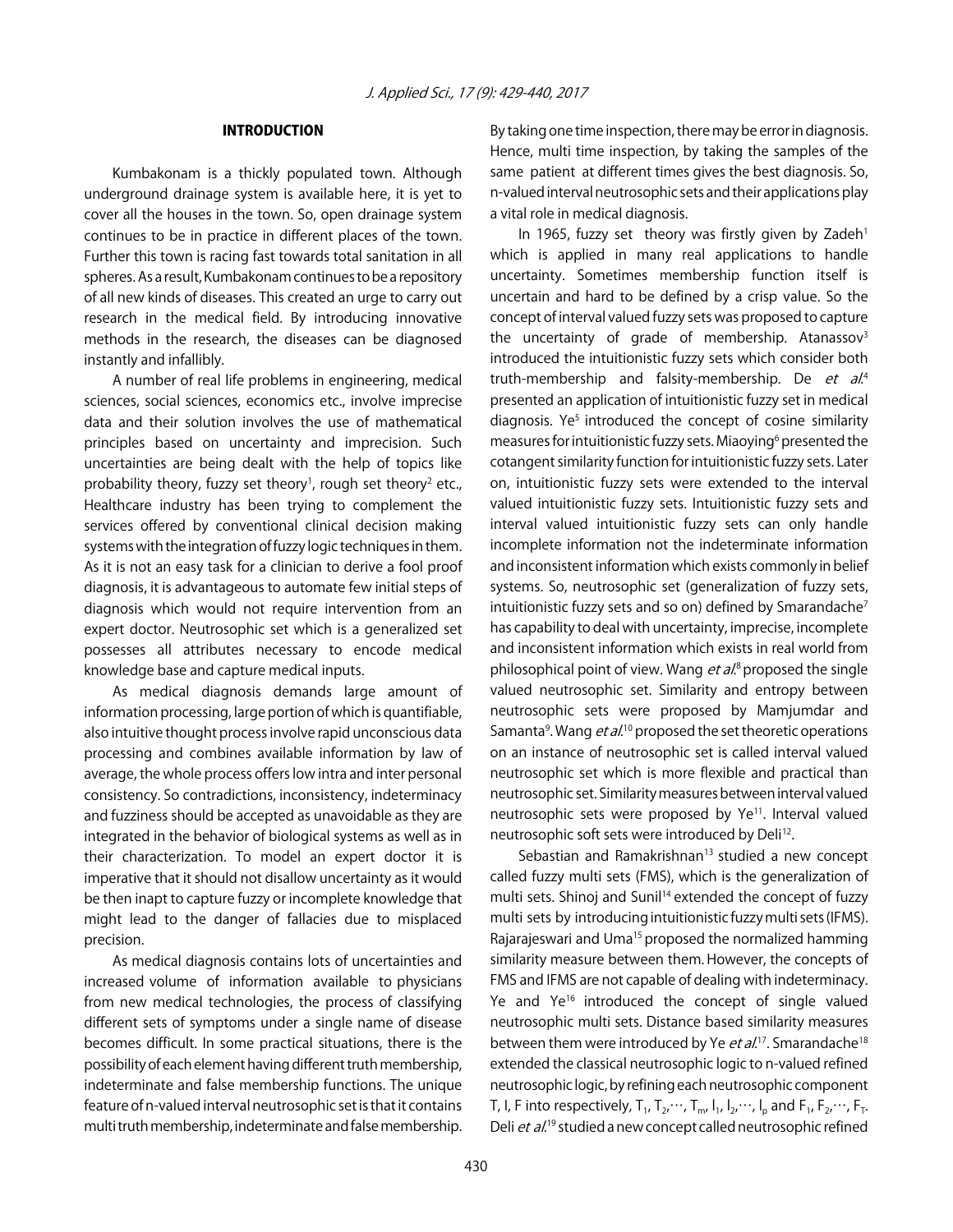## INTRODUCTION

Kumbakonam is a thickly populated town. Although underground drainage system is available here, it is yet to cover all the houses in the town. So, open drainage system continues to be in practice in different places of the town. Further this town is racing fast towards total sanitation in all spheres. As a result, Kumbakonam continues to be a repository of all new kinds of diseases. This created an urge to carry out research in the medical field. By introducing innovative methods in the research, the diseases can be diagnosed instantly and infallibly.

A number of real life problems in engineering, medical sciences, social sciences, economics etc., involve imprecise data and their solution involves the use of mathematical principles based on uncertainty and imprecision. Such uncertainties are being dealt with the help of topics like probability theory, fuzzy set theory[1], rough set theory[2] etc., Healthcare industry has been trying to complement the services offered by conventional clinical decision making systems with the integration of fuzzy logic techniques in them. As it is not an easy task for a clinician to derive a fool proof diagnosis, it is advantageous to automate few initial steps of diagnosis which would not require intervention from an expert doctor. Neutrosophic set which is a generalized set possesses all attributes necessary to encode medical knowledge base and capture medical inputs.

As medical diagnosis demands large amount of information processing, large portion of which is quantifiable, also intuitive thought process involve rapid unconscious data processing and combines available information by law of average, the whole process offers low intra and inter personal consistency. So contradictions, inconsistency, indeterminacy and fuzziness should be accepted as unavoidable as they are integrated in the behavior of biological systems as well as in their characterization. To model an expert doctor it is imperative that it should not disallow uncertainty as it would be then inapt to capture fuzzy or incomplete knowledge that might lead to the danger of fallacies due to misplaced precision.

As medical diagnosis contains lots of uncertainties and increased volume of information available to physicians from new medical technologies, the process of classifying different sets of symptoms under a single name of disease becomes difficult. In some practical situations, there is the possibility of each element having different truth membership, indeterminate and false membership functions. The unique feature of n-valued interval neutrosophic set is that it contains multi truth membership, indeterminate and false membership. By taking one time inspection, there may be error in diagnosis. Hence, multi time inspection, by taking the samples of the same patient at different times gives the best diagnosis. So, n-valued interval neutrosophic sets and their applications play a vital role in medical diagnosis.

In 1965, fuzzy set theory was firstly given by Zadeh[1] which is applied in many real applications to handle uncertainty. Sometimes membership function itself is uncertain and hard to be defined by a crisp value. So the concept of interval valued fuzzy sets was proposed to capture the uncertainty of grade of membership. Atanassov[3] introduced the intuitionistic fuzzy sets which consider both truth-membership and falsity-membership. De *et al.*[4] presented an application of intuitionistic fuzzy set in medical diagnosis. Ye[5] introduced the concept of cosine similarity measures for intuitionistic fuzzy sets. Miaoying[6] presented the cotangent similarity function for intuitionistic fuzzy sets. Later on, intuitionistic fuzzy sets were extended to the interval valued intuitionistic fuzzy sets. Intuitionistic fuzzy sets and interval valued intuitionistic fuzzy sets can only handle incomplete information not the indeterminate information and inconsistent information which exists commonly in belief systems. So, neutrosophic set (generalization of fuzzy sets, intuitionistic fuzzy sets and so on) defined by Smarandache[7] has capability to deal with uncertainty, imprecise, incomplete and inconsistent information which exists in real world from philosophical point of view. Wang *et al.*[8] proposed the single valued neutrosophic set. Similarity and entropy between neutrosophic sets were proposed by Mamjumdar and Samanta[9]. Wang *et al.*[10] proposed the set theoretic operations on an instance of neutrosophic set is called interval valued neutrosophic set which is more flexible and practical than neutrosophic set. Similarity measures between interval valued neutrosophic sets were proposed by Ye[11]. Interval valued neutrosophic soft sets were introduced by Deli[12].

Sebastian and Ramakrishnan[13] studied a new concept called fuzzy multi sets (FMS), which is the generalization of multi sets. Shinoj and Sunil[14] extended the concept of fuzzy multi sets by introducing intuitionistic fuzzy multi sets (IFMS). Rajarajeswari and Uma[15] proposed the normalized hamming similarity measure between them. However, the concepts of FMS and IFMS are not capable of dealing with indeterminacy. Ye and Ye[16] introduced the concept of single valued neutrosophic multi sets. Distance based similarity measures between them were introduced by Ye *et al.*[17]. Smarandache[18] extended the classical neutrosophic logic to n-valued refined neutrosophic logic, by refining each neutrosophic component T, I, F into respectively, $T_1, T_2, \cdots, T_m, I_1, I_2, \cdots, I_p$ and $F_1, F_2, \cdots, F_T$. Deli *et al.*[19] studied a new concept called neutrosophic refined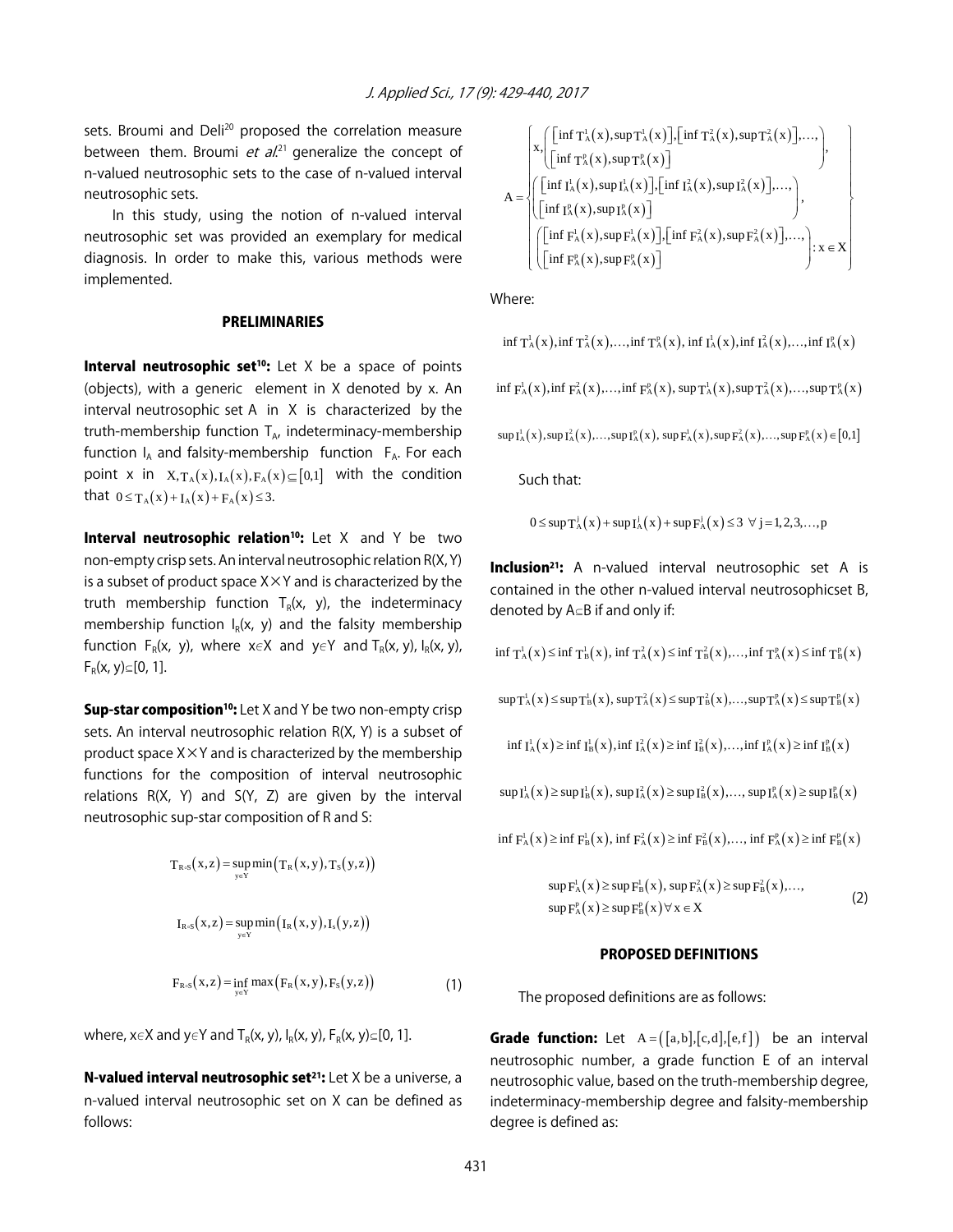sets. Broumi and Deli[20] proposed the correlation measure between them. Broumi *et al*.[21] generalize the concept of n-valued neutrosophic sets to the case of n-valued interval neutrosophic sets.

In this study, using the notion of n-valued interval neutrosophic set was provided an exemplary for medical diagnosis. In order to make this, various methods were implemented.

## PRELIMINARIES

**Interval neutrosophic set[10]:** Let X be a space of points (objects), with a generic element in X denoted by x. An interval neutrosophic set A in X is characterized by the truth-membership function $T_A$, indeterminacy-membership function $I_A$ and falsity-membership function $F_A$. For each point x in $X, T_A(x), I_A(x), F_A(x) \subseteq [0,1]$ with the condition that $0 \le T_A(x)+I_A(x)+F_A(x) \le 3$.

**Interval neutrosophic relation[10]:** Let X and Y be two non-empty crisp sets. An interval neutrosophic relation R(X, Y) is a subset of product space X×Y and is characterized by the truth membership function $T_R(x, y)$, the indeterminacy membership function $I_R(x, y)$ and the falsity membership function $F_R(x, y)$, where $x \in X$ and $y \in Y$ and $T_R(x, y), I_R(x, y), F_R(x, y) \subseteq [0, 1]$.

**Sup-star composition[10]:** Let X and Y be two non-empty crisp sets. An interval neutrosophic relation R(X, Y) is a subset of product space X×Y and is characterized by the membership functions for the composition of interval neutrosophic relations R(X, Y) and S(Y, Z) are given by the interval neutrosophic sup-star composition of R and S:

$$T_{R \circ S}(x,z) = \sup_{y \in Y} \min\left(T_R(x,y), T_S(y,z)\right)$$

$$I_{R \circ S}(x,z) = \sup_{y \in Y} \min\left(I_R(x,y), I_S(y,z)\right)$$

$$F_{R \circ S}(x,z) = \inf_{y \in Y} \max\left(F_R(x,y), F_S(y,z)\right) \quad (1)$$

where, $x \in X$ and $y \in Y$ and $T_R(x, y), I_R(x, y), F_R(x, y) \subseteq [0, 1]$.

**N-valued interval neutrosophic set[21]:** Let X be a universe, a n-valued interval neutrosophic set on X can be defined as follows:

$$A = \left\{ \begin{array}{l} x, \left( \begin{array}{l} \left[\inf T_A^1(x), \sup T_A^1(x)\right], \left[\inf T_A^2(x), \sup T_A^2(x)\right], \ldots, \\ \left[\inf T_A^p(x), \sup T_A^p(x)\right] \end{array} \right), \\ \left( \begin{array}{l} \left[\inf I_A^1(x), \sup I_A^1(x)\right], \left[\inf I_A^2(x), \sup I_A^2(x)\right], \ldots, \\ \left[\inf I_A^p(x), \sup I_A^p(x)\right] \end{array} \right), \\ \left( \begin{array}{l} \left[\inf F_A^1(x), \sup F_A^1(x)\right], \left[\inf F_A^2(x), \sup F_A^2(x)\right], \ldots, \\ \left[\inf F_A^p(x), \sup F_A^p(x)\right] \end{array} \right) : x \in X \end{array} \right\}$$

Where:

$$\inf T_A^1(x), \inf T_A^2(x), \ldots, \inf T_A^p(x), \inf I_A^1(x), \inf I_A^2(x), \ldots, \inf I_A^p(x)$$

$$\inf F_A^1(x), \inf F_A^2(x), \ldots, \inf F_A^p(x), \sup T_A^1(x), \sup T_A^2(x), \ldots, \sup T_A^p(x)$$

$$\sup I_A^1(x), \sup I_A^2(x), \ldots, \sup I_A^p(x), \sup F_A^1(x), \sup F_A^2(x), \ldots, \sup F_A^p(x) \in [0,1]$$

Such that:

$$0 \le \sup T_A^j(x) + \sup I_A^j(x) + \sup F_A^j(x) \le 3 \;\; \forall\, j = 1, 2, 3, \ldots, p$$

**Inclusion[21]:** A n-valued interval neutrosophic set A is contained in the other n-valued interval neutrosophicset B, denoted by $A \subseteq B$ if and only if:

$$\inf T_A^1(x) \le \inf T_B^1(x), \inf T_A^2(x) \le \inf T_B^2(x), \ldots, \inf T_A^p(x) \le \inf T_B^p(x)$$

$$\sup T_A^1(x) \le \sup T_B^1(x), \sup T_A^2(x) \le \sup T_B^2(x), \ldots, \sup T_A^p(x) \le \sup T_B^p(x)$$

$$\inf I_A^1(x) \ge \inf I_B^1(x), \inf I_A^2(x) \ge \inf I_B^2(x), \ldots, \inf I_A^p(x) \ge \inf I_B^p(x)$$

$$\sup I_A^1(x) \ge \sup I_B^1(x), \sup I_A^2(x) \ge \sup I_B^2(x), \ldots, \sup I_A^p(x) \ge \sup I_B^p(x)$$

$$\inf F_A^1(x) \ge \inf F_B^1(x), \inf F_A^2(x) \ge \inf F_B^2(x), \ldots, \inf F_A^p(x) \ge \inf F_B^p(x)$$

$$\begin{array}{l} \sup F_A^1(x) \ge \sup F_B^1(x), \sup F_A^2(x) \ge \sup F_B^2(x), \ldots, \\ \sup F_A^p(x) \ge \sup F_B^p(x) \forall x \in X \end{array} \quad (2)$$

## PROPOSED DEFINITIONS

The proposed definitions are as follows:

**Grade function:** Let $A = \left([a,b],[c,d],[e,f]\right)$ be an interval neutrosophic number, a grade function E of an interval neutrosophic value, based on the truth-membership degree, indeterminacy-membership degree and falsity-membership degree is defined as: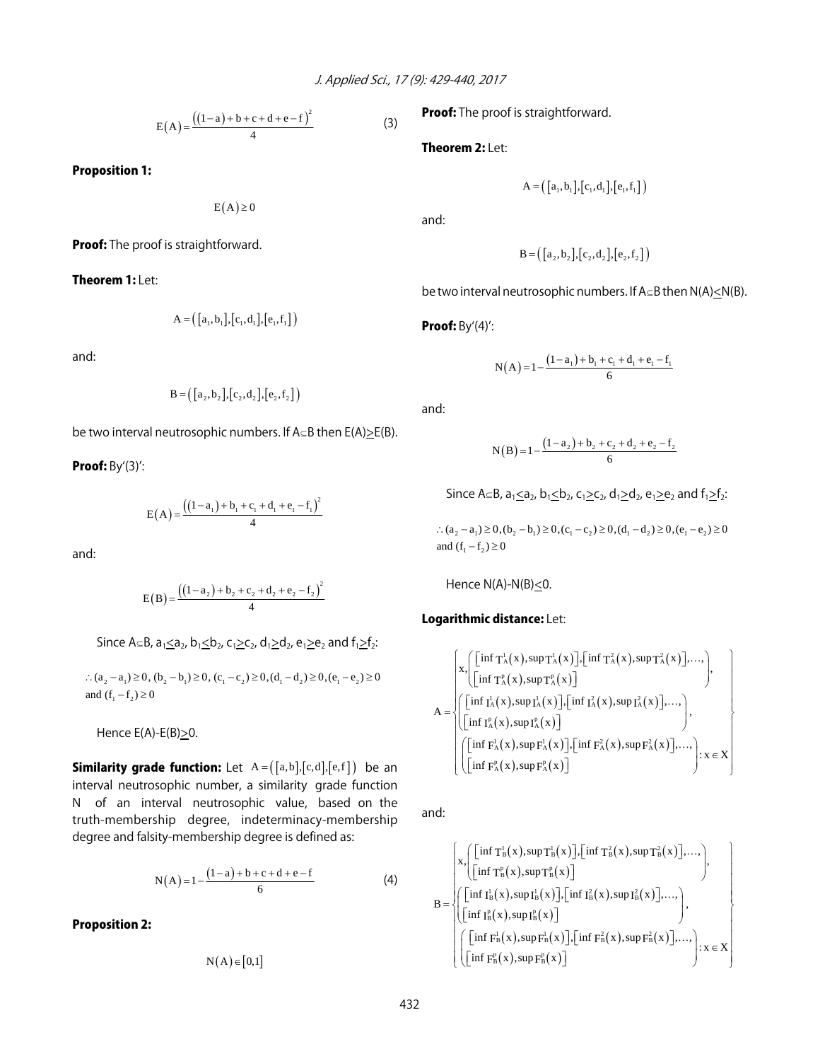$$E(A) = \frac{((1-a)+b+c+d+e-f)^2}{4} \tag{3}$$

**Proposition 1:**

$$E(A) \geq 0$$

**Proof:** The proof is straightforward.

**Theorem 1:** Let:

$$A = ([a_1, b_1], [c_1, d_1], [e_1, f_1])$$

and:

$$B = ([a_2, b_2], [c_2, d_2], [e_2, f_2])$$

be two interval neutrosophic numbers. If $A \subseteq B$ then $E(A) \geq E(B)$.

**Proof:** By'(3)':

$$E(A) = \frac{((1-a_1)+b_1+c_1+d_1+e_1-f_1)^2}{4}$$

and:

$$E(B) = \frac{((1-a_2)+b_2+c_2+d_2+e_2-f_2)^2}{4}$$

Since $A \subseteq B$, $a_1 \leq a_2$, $b_1 \leq b_2$, $c_1 \geq c_2$, $d_1 \geq d_2$, $e_1 \geq e_2$ and $f_1 \geq f_2$:

$$\therefore (a_2 - a_1) \geq 0, (b_2 - b_1) \geq 0, (c_1 - c_2) \geq 0, (d_1 - d_2) \geq 0, (e_1 - e_2) \geq 0$$
$$\text{and } (f_1 - f_2) \geq 0$$

Hence $E(A)-E(B) \geq 0$.

**Similarity grade function:** Let $A = ([a, b], [c, d], [e, f])$ be an interval neutrosophic number, a similarity grade function N of an interval neutrosophic value, based on the truth-membership degree, indeterminacy-membership degree and falsity-membership degree is defined as:

$$N(A) = 1 - \frac{(1-a)+b+c+d+e-f}{6} \tag{4}$$

**Proposition 2:**

$$N(A) \in [0, 1]$$

**Proof:** The proof is straightforward.

**Theorem 2:** Let:

$$A = ([a_1, b_1], [c_1, d_1], [e_1, f_1])$$

and:

$$B = ([a_2, b_2], [c_2, d_2], [e_2, f_2])$$

be two interval neutrosophic numbers. If $A \subseteq B$ then $N(A) \leq N(B)$.

**Proof:** By'(4)':

$$N(A) = 1 - \frac{(1-a_1)+b_1+c_1+d_1+e_1-f_1}{6}$$

and:

$$N(B) = 1 - \frac{(1-a_2)+b_2+c_2+d_2+e_2-f_2}{6}$$

Since $A \subseteq B$, $a_1 \leq a_2$, $b_1 \leq b_2$, $c_1 \geq c_2$, $d_1 \geq d_2$, $e_1 \geq e_2$ and $f_1 \geq f_2$:

$$\therefore (a_2 - a_1) \geq 0, (b_2 - b_1) \geq 0, (c_1 - c_2) \geq 0, (d_1 - d_2) \geq 0, (e_1 - e_2) \geq 0$$
$$\text{and } (f_1 - f_2) \geq 0$$

Hence $N(A)-N(B) \leq 0$.

**Logarithmic distance:** Let:

$$A = \left\{ \begin{array}{l} x, \left( \begin{array}{l} [\inf T_A^1(x), \sup T_A^1(x)], [\inf T_A^2(x), \sup T_A^2(x)], \ldots, \\ [\inf T_A^p(x), \sup T_A^p(x)] \end{array} \right), \\ \left( \begin{array}{l} [\inf I_A^1(x), \sup I_A^1(x)], [\inf I_A^2(x), \sup I_A^2(x)], \ldots, \\ [\inf I_A^p(x), \sup I_A^p(x)] \end{array} \right), \\ \left( \begin{array}{l} [\inf F_A^1(x), \sup F_A^1(x)], [\inf F_A^2(x), \sup F_A^2(x)], \ldots, \\ [\inf F_A^p(x), \sup F_A^p(x)] \end{array} \right) : x \in X \end{array} \right\}$$

and:

$$B = \left\{ \begin{array}{l} x, \left( \begin{array}{l} [\inf T_B^1(x), \sup T_B^1(x)], [\inf T_B^2(x), \sup T_B^2(x)], \ldots, \\ [\inf T_B^p(x), \sup T_B^p(x)] \end{array} \right), \\ \left( \begin{array}{l} [\inf I_B^1(x), \sup I_B^1(x)], [\inf I_B^2(x), \sup I_B^2(x)], \ldots, \\ [\inf I_B^p(x), \sup I_B^p(x)] \end{array} \right), \\ \left( \begin{array}{l} [\inf F_B^1(x), \sup F_B^1(x)], [\inf F_B^2(x), \sup F_B^2(x)], \ldots, \\ [\inf F_B^p(x), \sup F_B^p(x)] \end{array} \right) : x \in X \end{array} \right\}$$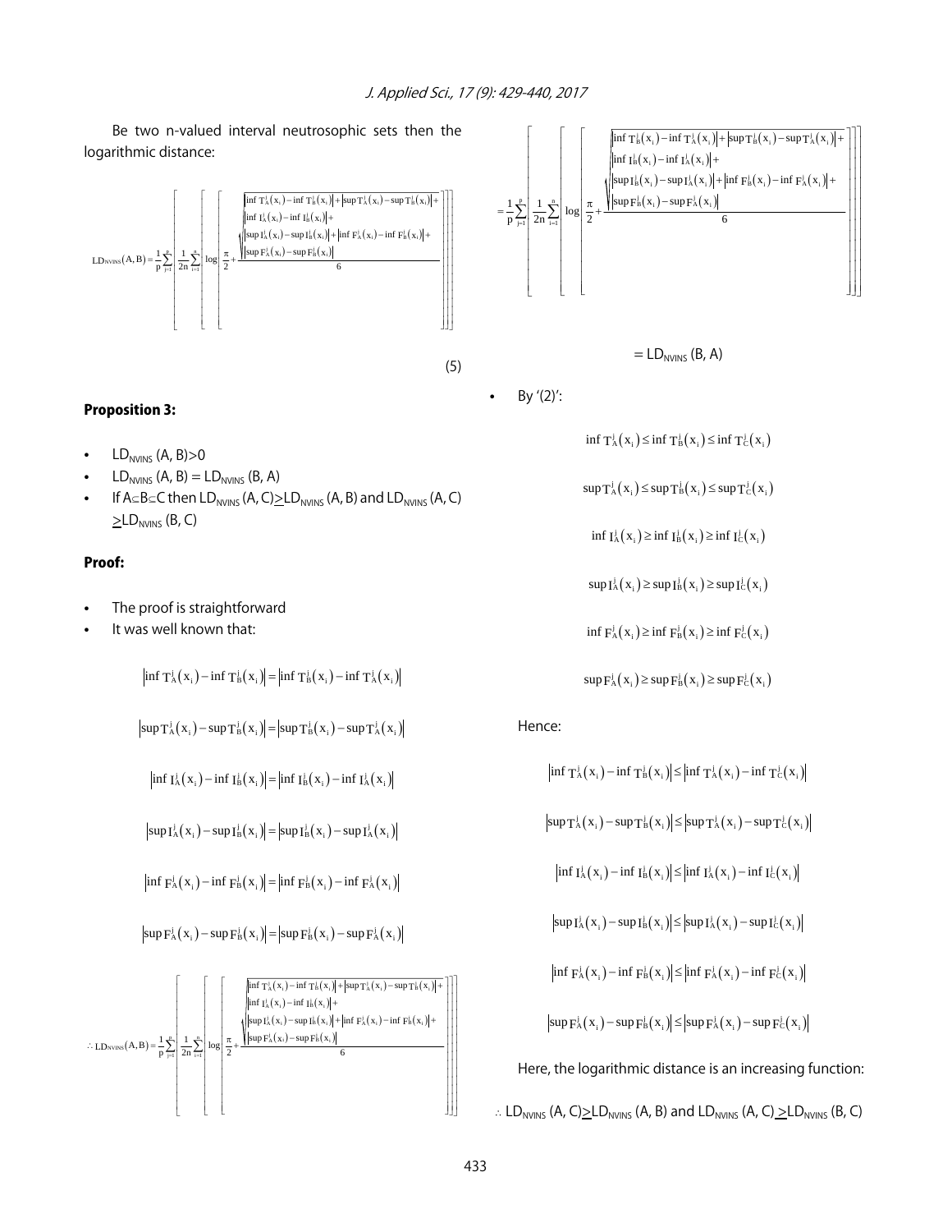Be two n-valued interval neutrosophic sets then the logarithmic distance:

$$LD_{NVINS}(A,B)=\frac{1}{p}\sum_{j=1}^{p}\left[\frac{1}{2n}\sum_{i=1}^{n}\left[\log\left[\frac{\pi}{2}+\frac{\sqrt{\begin{array}{l}\left|\inf T_A^j(x_i)-\inf T_B^j(x_i)\right|+\left|\sup T_A^j(x_i)-\sup T_B^j(x_i)\right|+\\ \left|\inf I_A^j(x_i)-\inf I_B^j(x_i)\right|+\\ \left|\sup I_A^j(x_i)-\sup I_B^j(x_i)\right|+\left|\inf F_A^j(x_i)-\inf F_B^j(x_i)\right|+\\ \left|\sup F_A^j(x_i)-\sup F_B^j(x_i)\right|\end{array}}}{6}\right]\right]\right] \tag{5}$$

### Proposition 3:

- $LD_{NVINS}(A, B)>0$
- $LD_{NVINS}(A, B) = LD_{NVINS}(B, A)$
- If $A\subseteq B\subseteq C$ then $LD_{NVINS}(A, C)\geq LD_{NVINS}(A, B)$ and $LD_{NVINS}(A, C)\geq LD_{NVINS}(B, C)$

### Proof:

- The proof is straightforward
- It was well known that:

$$\left|\inf T_A^j(x_i)-\inf T_B^j(x_i)\right|=\left|\inf T_B^j(x_i)-\inf T_A^j(x_i)\right|$$

$$\left|\sup T_A^j(x_i)-\sup T_B^j(x_i)\right|=\left|\sup T_B^j(x_i)-\sup T_A^j(x_i)\right|$$

$$\left|\inf I_A^j(x_i)-\inf I_B^j(x_i)\right|=\left|\inf I_B^j(x_i)-\inf I_A^j(x_i)\right|$$

$$\left|\sup I_A^j(x_i)-\sup I_B^j(x_i)\right|=\left|\sup I_B^j(x_i)-\sup I_A^j(x_i)\right|$$

$$\left|\inf F_A^j(x_i)-\inf F_B^j(x_i)\right|=\left|\inf F_B^j(x_i)-\inf F_A^j(x_i)\right|$$

$$\left|\sup F_A^j(x_i)-\sup F_B^j(x_i)\right|=\left|\sup F_B^j(x_i)-\sup F_A^j(x_i)\right|$$

$$\therefore LD_{NVINS}(A,B)=\frac{1}{p}\sum_{j=1}^{p}\left[\frac{1}{2n}\sum_{i=1}^{n}\left[\log\left[\frac{\pi}{2}+\frac{\sqrt{\begin{array}{l}\left|\inf T_A^j(x_i)-\inf T_B^j(x_i)\right|+\left|\sup T_A^j(x_i)-\sup T_B^j(x_i)\right|+\\ \left|\inf I_A^j(x_i)-\inf I_B^j(x_i)\right|+\\ \left|\sup I_A^j(x_i)-\sup I_B^j(x_i)\right|+\left|\inf F_A^j(x_i)-\inf F_B^j(x_i)\right|+\\ \left|\sup F_A^j(x_i)-\sup F_B^j(x_i)\right|\end{array}}}{6}\right]\right]\right]$$

$$=\frac{1}{p}\sum_{j=1}^{p}\left[\frac{1}{2n}\sum_{i=1}^{n}\left[\log\left[\frac{\pi}{2}+\frac{\sqrt{\begin{array}{l}\left|\inf T_B^j(x_i)-\inf T_A^j(x_i)\right|+\left|\sup T_B^j(x_i)-\sup T_A^j(x_i)\right|+\\ \left|\inf I_B^j(x_i)-\inf I_A^j(x_i)\right|+\\ \left|\sup I_B^j(x_i)-\sup I_A^j(x_i)\right|+\left|\inf F_B^j(x_i)-\inf F_A^j(x_i)\right|+\\ \left|\sup F_B^j(x_i)-\sup F_A^j(x_i)\right|\end{array}}}{6}\right]\right]\right]$$

$$= LD_{NVINS}(B, A)$$

- By '(2)':

$$\inf T_A^j(x_i)\leq\inf T_B^j(x_i)\leq\inf T_C^j(x_i)$$

$$\sup T_A^j(x_i)\leq\sup T_B^j(x_i)\leq\sup T_C^j(x_i)$$

$$\inf I_A^j(x_i)\geq\inf I_B^j(x_i)\geq\inf I_C^j(x_i)$$

$$\sup I_A^j(x_i)\geq\sup I_B^j(x_i)\geq\sup I_C^j(x_i)$$

$$\inf F_A^j(x_i)\geq\inf F_B^j(x_i)\geq\inf F_C^j(x_i)$$

$$\sup F_A^j(x_i)\geq\sup F_B^j(x_i)\geq\sup F_C^j(x_i)$$

Hence:

$$\left|\inf T_A^j(x_i)-\inf T_B^j(x_i)\right|\leq\left|\inf T_A^j(x_i)-\inf T_C^j(x_i)\right|$$

$$\left|\sup T_A^j(x_i)-\sup T_B^j(x_i)\right|\leq\left|\sup T_A^j(x_i)-\sup T_C^j(x_i)\right|$$

$$\left|\inf I_A^j(x_i)-\inf I_B^j(x_i)\right|\leq\left|\inf I_A^j(x_i)-\inf I_C^j(x_i)\right|$$

$$\left|\sup I_A^j(x_i)-\sup I_B^j(x_i)\right|\leq\left|\sup I_A^j(x_i)-\sup I_C^j(x_i)\right|$$

$$\left|\inf F_A^j(x_i)-\inf F_B^j(x_i)\right|\leq\left|\inf F_A^j(x_i)-\inf F_C^j(x_i)\right|$$

$$\left|\sup F_A^j(x_i)-\sup F_B^j(x_i)\right|\leq\left|\sup F_A^j(x_i)-\sup F_C^j(x_i)\right|$$

Here, the logarithmic distance is an increasing function:

$\therefore LD_{NVINS}(A, C)\geq LD_{NVINS}(A, B)$ and $LD_{NVINS}(A, C)\geq LD_{NVINS}(B, C)$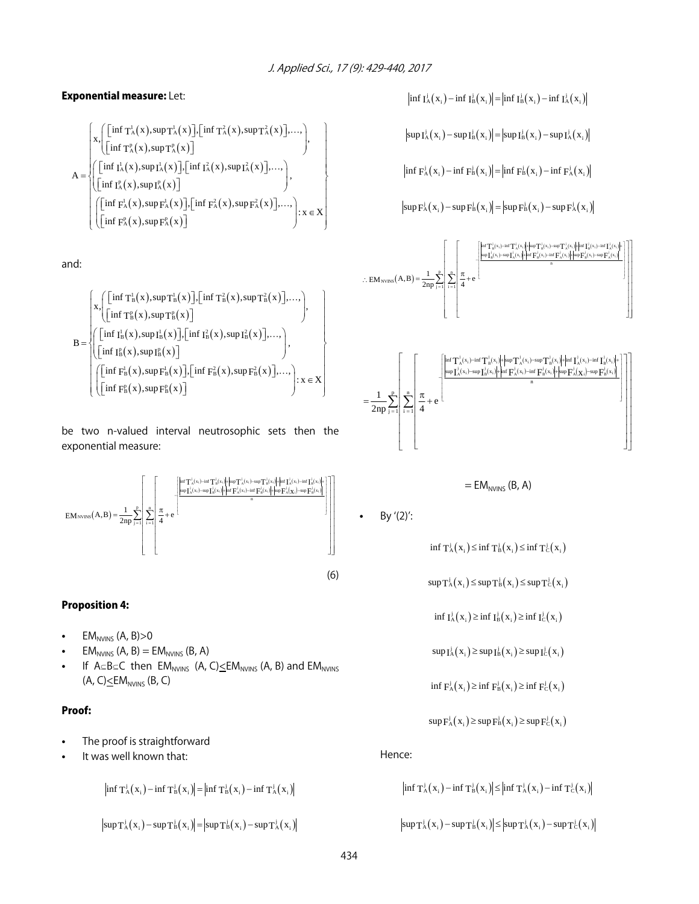**Exponential measure:** Let:

$$A = \left\{ \begin{array}{l} x, \left( \begin{array}{l} \left[\inf T_A^1(x), \sup T_A^1(x)\right], \left[\inf T_A^2(x), \sup T_A^2(x)\right], \ldots, \\ \left[\inf T_A^p(x), \sup T_A^p(x)\right] \end{array} \right), \\ \left( \begin{array}{l} \left[\inf I_A^1(x), \sup I_A^1(x)\right], \left[\inf I_A^2(x), \sup I_A^2(x)\right], \ldots, \\ \left[\inf I_A^p(x), \sup I_A^p(x)\right] \end{array} \right), \\ \left( \begin{array}{l} \left[\inf F_A^1(x), \sup F_A^1(x)\right], \left[\inf F_A^2(x), \sup F_A^2(x)\right], \ldots, \\ \left[\inf F_A^p(x), \sup F_A^p(x)\right] \end{array} \right) : x \in X \end{array} \right\}$$

and:

$$B = \left\{ \begin{array}{l} x, \left( \begin{array}{l} \left[\inf T_B^1(x), \sup T_B^1(x)\right], \left[\inf T_B^2(x), \sup T_B^2(x)\right], \ldots, \\ \left[\inf T_B^p(x), \sup T_B^p(x)\right] \end{array} \right), \\ \left( \begin{array}{l} \left[\inf I_B^1(x), \sup I_B^1(x)\right], \left[\inf I_B^2(x), \sup I_B^2(x)\right], \ldots, \\ \left[\inf I_B^p(x), \sup I_B^p(x)\right] \end{array} \right), \\ \left( \begin{array}{l} \left[\inf F_B^1(x), \sup F_B^1(x)\right], \left[\inf F_B^2(x), \sup F_B^2(x)\right], \ldots, \\ \left[\inf F_B^p(x), \sup F_B^p(x)\right] \end{array} \right) : x \in X \end{array} \right\}$$

be two n-valued interval neutrosophic sets then the exponential measure:

$$EM_{NVINS}(A,B) = \frac{1}{2np} \sum_{j=1}^{p} \left[ \sum_{i=1}^{n} \left[ \frac{\pi}{4} + e^{-\left[ \frac{ \begin{array}{l} |\inf T_A^j(x_i) - \inf T_B^j(x_i)| + |\sup T_A^j(x_i) - \sup T_B^j(x_i)| + |\inf I_A^j(x_i) - \inf I_B^j(x_i)| + \\ |\sup I_A^j(x_i) - \sup I_B^j(x_i)| + |\inf F_A^j(x_i) - \inf F_B^j(x_i)| + |\sup F_A^j(x_i) - \sup F_B^j(x_i)| \end{array} }{n} \right]} \right] \right] \quad (6)$$

**Proposition 4:**

- $EM_{NVINS}(A, B) > 0$
- $EM_{NVINS}(A, B) = EM_{NVINS}(B, A)$
- If $A \subseteq B \subseteq C$ then $EM_{NVINS}(A, C) \leq EM_{NVINS}(A, B)$ and $EM_{NVINS}(A, C) \leq EM_{NVINS}(B, C)$

**Proof:**

- The proof is straightforward
- It was well known that:

$$|\inf T_A^j(x_i) - \inf T_B^j(x_i)| = |\inf T_B^j(x_i) - \inf T_A^j(x_i)|$$

$$|\sup T_A^j(x_i) - \sup T_B^j(x_i)| = |\sup T_B^j(x_i) - \sup T_A^j(x_i)|$$

$$|\inf I_A^j(x_i) - \inf I_B^j(x_i)| = |\inf I_B^j(x_i) - \inf I_A^j(x_i)|$$

$$|\sup I_A^j(x_i) - \sup I_B^j(x_i)| = |\sup I_B^j(x_i) - \sup I_A^j(x_i)|$$

$$|\inf F_A^j(x_i) - \inf F_B^j(x_i)| = |\inf F_B^j(x_i) - \inf F_A^j(x_i)|$$

$$|\sup F_A^j(x_i) - \sup F_B^j(x_i)| = |\sup F_B^j(x_i) - \sup F_A^j(x_i)|$$

$$\therefore EM_{NVINS}(A,B) = \frac{1}{2np} \sum_{j=1}^{p} \left[ \sum_{i=1}^{n} \left[ \frac{\pi}{4} + e^{-\left[ \frac{ \begin{array}{l} |\inf T_B^j(x_i) - \inf T_A^j(x_i)| + |\sup T_B^j(x_i) - \sup T_A^j(x_i)| + |\inf I_B^j(x_i) - \inf I_A^j(x_i)| + \\ |\sup I_B^j(x_i) - \sup I_A^j(x_i)| + |\inf F_B^j(x_i) - \inf F_A^j(x_i)| + |\sup F_B^j(x_i) - \sup F_A^j(x_i)| \end{array} }{n} \right]} \right] \right]$$

$$= \frac{1}{2np} \sum_{j=1}^{p} \left[ \sum_{i=1}^{n} \left[ \frac{\pi}{4} + e^{-\left[ \frac{ \begin{array}{l} |\inf T_A^j(x_i) - \inf T_B^j(x_i)| + |\sup T_A^j(x_i) - \sup T_B^j(x_i)| + |\inf I_A^j(x_i) - \inf I_B^j(x_i)| + \\ |\sup I_A^j(x_i) - \sup I_B^j(x_i)| + |\inf F_A^j(x_i) - \inf F_B^j(x_i)| + |\sup F_A^j(x_i) - \sup F_B^j(x_i)| \end{array} }{n} \right]} \right] \right]$$

$$= EM_{NVINS}(B, A)$$

- By '(2)':

$$\inf T_A^j(x_i) \leq \inf T_B^j(x_i) \leq \inf T_C^j(x_i)$$

$$\sup T_A^j(x_i) \leq \sup T_B^j(x_i) \leq \sup T_C^j(x_i)$$

$$\inf I_A^j(x_i) \geq \inf I_B^j(x_i) \geq \inf I_C^j(x_i)$$

$$\sup I_A^j(x_i) \geq \sup I_B^j(x_i) \geq \sup I_C^j(x_i)$$

$$\inf F_A^j(x_i) \geq \inf F_B^j(x_i) \geq \inf F_C^j(x_i)$$

$$\sup F_A^j(x_i) \geq \sup F_B^j(x_i) \geq \sup F_C^j(x_i)$$

Hence:

$$|\inf T_A^j(x_i) - \inf T_B^j(x_i)| \leq |\inf T_A^j(x_i) - \inf T_C^j(x_i)|$$

$$|\sup T_A^j(x_i) - \sup T_B^j(x_i)| \leq |\sup T_A^j(x_i) - \sup T_C^j(x_i)|$$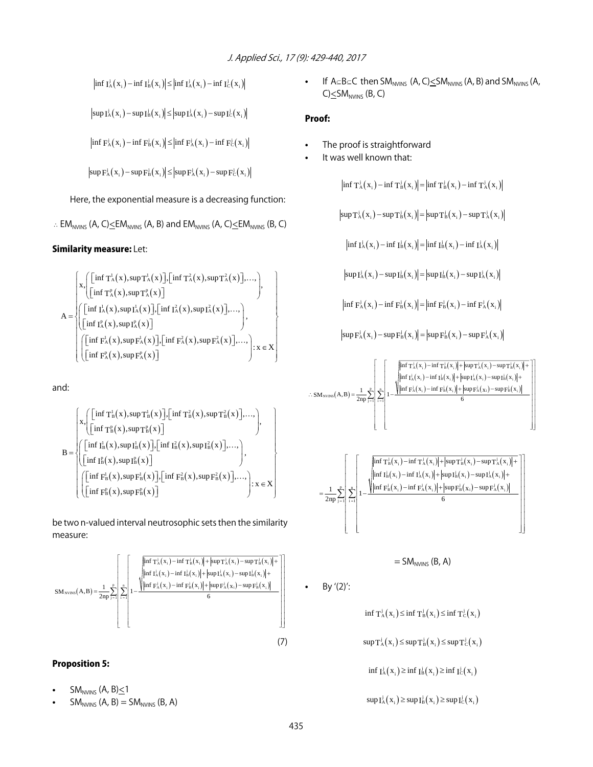$$\left|\inf I_A^j(x_i) - \inf I_B^j(x_i)\right| \leq \left|\inf I_A^j(x_i) - \inf I_C^j(x_i)\right|$$

$$\left|\sup I_A^j(x_i) - \sup I_B^j(x_i)\right| \leq \left|\sup I_A^j(x_i) - \sup I_C^j(x_i)\right|$$

$$\left|\inf F_A^j(x_i) - \inf F_B^j(x_i)\right| \leq \left|\inf F_A^j(x_i) - \inf F_C^j(x_i)\right|$$

$$\left|\sup F_A^j(x_i) - \sup F_B^j(x_i)\right| \leq \left|\sup F_A^j(x_i) - \sup F_C^j(x_i)\right|$$

Here, the exponential measure is a decreasing function:

$\therefore$ $EM_{NVINS}$ (A, C)$\leq$$EM_{NVINS}$ (A, B) and $EM_{NVINS}$ (A, C)$\leq$$EM_{NVINS}$ (B, C)

**Similarity measure:** Let:

$$A = \left\{ \begin{array}{l} x, \left( \begin{array}{l} \left[\inf T_A^1(x), \sup T_A^1(x)\right], \left[\inf T_A^2(x), \sup T_A^2(x)\right], \ldots, \\ \left[\inf T_A^p(x), \sup T_A^p(x)\right] \end{array} \right), \\ \left( \begin{array}{l} \left[\inf I_A^1(x), \sup I_A^1(x)\right], \left[\inf I_A^2(x), \sup I_A^2(x)\right], \ldots, \\ \left[\inf I_A^p(x), \sup I_A^p(x)\right] \end{array} \right), \\ \left( \begin{array}{l} \left[\inf F_A^1(x), \sup F_A^1(x)\right], \left[\inf F_A^2(x), \sup F_A^2(x)\right], \ldots, \\ \left[\inf F_A^p(x), \sup F_A^p(x)\right] \end{array} \right) : x \in X \end{array} \right\}$$

and:

$$B = \left\{ \begin{array}{l} x, \left( \begin{array}{l} \left[\inf T_B^1(x), \sup T_B^1(x)\right], \left[\inf T_B^2(x), \sup T_B^2(x)\right], \ldots, \\ \left[\inf T_B^p(x), \sup T_B^p(x)\right] \end{array} \right), \\ \left( \begin{array}{l} \left[\inf I_B^1(x), \sup I_B^1(x)\right], \left[\inf I_B^2(x), \sup I_B^2(x)\right], \ldots, \\ \left[\inf I_B^p(x), \sup I_B^p(x)\right] \end{array} \right), \\ \left( \begin{array}{l} \left[\inf F_B^1(x), \sup F_B^1(x)\right], \left[\inf F_B^2(x), \sup F_B^2(x)\right], \ldots, \\ \left[\inf F_B^p(x), \sup F_B^p(x)\right] \end{array} \right) : x \in X \end{array} \right\}$$

be two n-valued interval neutrosophic sets then the similarity measure:

$$SM_{NVINS}(A,B) = \frac{1}{2np}\sum_{j=1}^{p}\left[\sum_{i=1}^{n}\left[1 - \frac{\sqrt{\begin{array}{l}\left|\inf T_A^j(x_i) - \inf T_B^j(x_i)\right| + \left|\sup T_A^j(x_i) - \sup T_B^j(x_i)\right| + \\ \left|\inf I_A^j(x_i) - \inf I_B^j(x_i)\right| + \left|\sup I_A^j(x_i) - \sup I_B^j(x_i)\right| + \\ \left|\inf F_A^j(x_i) - \inf F_B^j(x_i)\right| + \left|\sup F_A^j(x_i) - \sup F_B^j(x_i)\right|\end{array}}}{6}\right]\right] \quad (7)$$

**Proposition 5:**

- $SM_{NVINS}$ (A, B)$\leq$1
- $SM_{NVINS}$ (A, B) = $SM_{NVINS}$ (B, A)
- If A$\subseteq$B$\subseteq$C then $SM_{NVINS}$ (A, C)$\leq$$SM_{NVINS}$ (A, B) and $SM_{NVINS}$ (A, C)$\leq$$SM_{NVINS}$ (B, C)

**Proof:**

- The proof is straightforward
- It was well known that:

$$\left|\inf T_A^j(x_i) - \inf T_B^j(x_i)\right| = \left|\inf T_B^j(x_i) - \inf T_A^j(x_i)\right|$$

$$\left|\sup T_A^j(x_i) - \sup T_B^j(x_i)\right| = \left|\sup T_B^j(x_i) - \sup T_A^j(x_i)\right|$$

$$\left|\inf I_A^j(x_i) - \inf I_B^j(x_i)\right| = \left|\inf I_B^j(x_i) - \inf I_A^j(x_i)\right|$$

$$\left|\sup I_A^j(x_i) - \sup I_B^j(x_i)\right| = \left|\sup I_B^j(x_i) - \sup I_A^j(x_i)\right|$$

$$\left|\inf F_A^j(x_i) - \inf F_B^j(x_i)\right| = \left|\inf F_B^j(x_i) - \inf F_A^j(x_i)\right|$$

$$\left|\sup F_A^j(x_i) - \sup F_B^j(x_i)\right| = \left|\sup F_B^j(x_i) - \sup F_A^j(x_i)\right|$$

$$\therefore SM_{NVINS}(A,B) = \frac{1}{2np}\sum_{j=1}^{p}\left[\sum_{i=1}^{n}\left[1 - \frac{\sqrt{\begin{array}{l}\left|\inf T_A^j(x_i) - \inf T_B^j(x_i)\right| + \left|\sup T_A^j(x_i) - \sup T_B^j(x_i)\right| + \\ \left|\inf I_A^j(x_i) - \inf I_B^j(x_i)\right| + \left|\sup I_A^j(x_i) - \sup I_B^j(x_i)\right| + \\ \left|\inf F_A^j(x_i) - \inf F_B^j(x_i)\right| + \left|\sup F_A^j(x_i) - \sup F_B^j(x_i)\right|\end{array}}}{6}\right]\right]$$

$$= \frac{1}{2np}\sum_{j=1}^{p}\left[\sum_{i=1}^{n}\left[1 - \frac{\sqrt{\begin{array}{l}\left|\inf T_B^j(x_i) - \inf T_A^j(x_i)\right| + \left|\sup T_B^j(x_i) - \sup T_A^j(x_i)\right| + \\ \left|\inf I_B^j(x_i) - \inf I_A^j(x_i)\right| + \left|\sup I_B^j(x_i) - \sup I_A^j(x_i)\right| + \\ \left|\inf F_B^j(x_i) - \inf F_A^j(x_i)\right| + \left|\sup F_B^j(x_i) - \sup F_A^j(x_i)\right|\end{array}}}{6}\right]\right]$$

$$= SM_{NVINS}(B, A)$$

- By '(2)':

$$\inf T_A^j(x_i) \leq \inf T_B^j(x_i) \leq \inf T_C^j(x_i)$$

$$\sup T_A^j(x_i) \leq \sup T_B^j(x_i) \leq \sup T_C^j(x_i)$$

$$\inf I_A^j(x_i) \geq \inf I_B^j(x_i) \geq \inf I_C^j(x_i)$$

$$\sup I_A^j(x_i) \geq \sup I_B^j(x_i) \geq \sup I_C^j(x_i)$$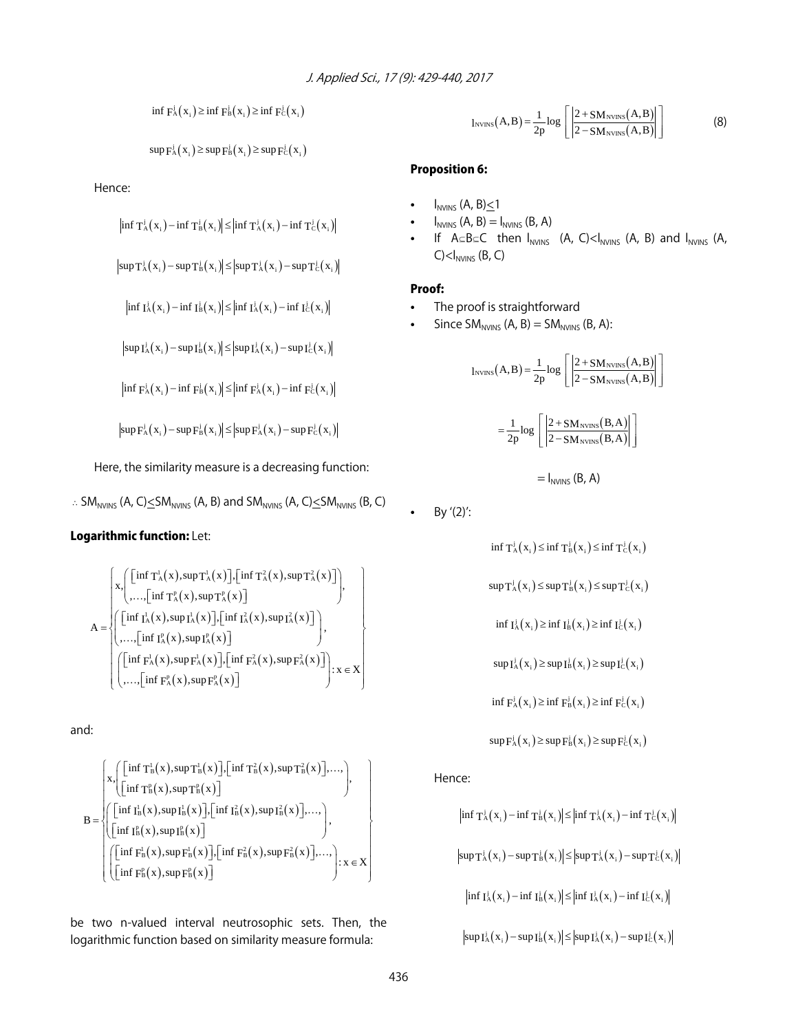$$\inf F_A^j(x_i) \geq \inf F_B^j(x_i) \geq \inf F_C^j(x_i)$$

$$\sup F_A^j(x_i) \geq \sup F_B^j(x_i) \geq \sup F_C^j(x_i)$$

Hence:

$$\left|\inf T_A^j(x_i) - \inf T_B^j(x_i)\right| \leq \left|\inf T_A^j(x_i) - \inf T_C^j(x_i)\right|$$

$$\left|\sup T_A^j(x_i) - \sup T_B^j(x_i)\right| \leq \left|\sup T_A^j(x_i) - \sup T_C^j(x_i)\right|$$

$$\left|\inf I_A^j(x_i) - \inf I_B^j(x_i)\right| \leq \left|\inf I_A^j(x_i) - \inf I_C^j(x_i)\right|$$

$$\left|\sup I_A^j(x_i) - \sup I_B^j(x_i)\right| \leq \left|\sup I_A^j(x_i) - \sup I_C^j(x_i)\right|$$

$$\left|\inf F_A^j(x_i) - \inf F_B^j(x_i)\right| \leq \left|\inf F_A^j(x_i) - \inf F_C^j(x_i)\right|$$

$$\left|\sup F_A^j(x_i) - \sup F_B^j(x_i)\right| \leq \left|\sup F_A^j(x_i) - \sup F_C^j(x_i)\right|$$

Here, the similarity measure is a decreasing function:

$\therefore SM_{NVINS}(A, C) \leq SM_{NVINS}(A, B)$ and $SM_{NVINS}(A, C) \leq SM_{NVINS}(B, C)$

**Logarithmic function:** Let:

$$A = \left\{ \begin{array}{l} x, \left( \begin{array}{l} [\inf T_A^1(x), \sup T_A^1(x)], [\inf T_A^2(x), \sup T_A^2(x)] \\ ,\ldots, [\inf T_A^p(x), \sup T_A^p(x)] \end{array} \right), \\ \left( \begin{array}{l} [\inf I_A^1(x), \sup I_A^1(x)], [\inf I_A^2(x), \sup I_A^2(x)] \\ ,\ldots, [\inf I_A^p(x), \sup I_A^p(x)] \end{array} \right), \\ \left( \begin{array}{l} [\inf F_A^1(x), \sup F_A^1(x)], [\inf F_A^2(x), \sup F_A^2(x)] \\ ,\ldots, [\inf F_A^p(x), \sup F_A^p(x)] \end{array} \right) : x \in X \end{array} \right\}$$

and:

$$B = \left\{ \begin{array}{l} x, \left( \begin{array}{l} [\inf T_B^1(x), \sup T_B^1(x)], [\inf T_B^2(x), \sup T_B^2(x)], \ldots, \\ [\inf T_B^p(x), \sup T_B^p(x)] \end{array} \right), \\ \left( \begin{array}{l} [\inf I_B^1(x), \sup I_B^1(x)], [\inf I_B^2(x), \sup I_B^2(x)], \ldots, \\ [\inf I_B^p(x), \sup I_B^p(x)] \end{array} \right), \\ \left( \begin{array}{l} [\inf F_B^1(x), \sup F_B^1(x)], [\inf F_B^2(x), \sup F_B^2(x)], \ldots, \\ [\inf F_B^p(x), \sup F_B^p(x)] \end{array} \right) : x \in X \end{array} \right\}$$

be two n-valued interval neutrosophic sets. Then, the logarithmic function based on similarity measure formula:

$$l_{NVINS}(A, B) = \frac{1}{2p} \log \left[ \left| \frac{2 + SM_{NVINS}(A, B)}{2 - SM_{NVINS}(A, B)} \right| \right] \quad (8)$$

**Proposition 6:**

- $l_{NVINS}(A, B) \leq 1$
- $l_{NVINS}(A, B) = l_{NVINS}(B, A)$
- If $A \subseteq B \subseteq C$ then $l_{NVINS}(A, C) < l_{NVINS}(A, B)$ and $l_{NVINS}(A, C) < l_{NVINS}(B, C)$

**Proof:**

- The proof is straightforward
- Since $SM_{NVINS}(A, B) = SM_{NVINS}(B, A)$:

$$l_{NVINS}(A, B) = \frac{1}{2p} \log \left[ \left| \frac{2 + SM_{NVINS}(A, B)}{2 - SM_{NVINS}(A, B)} \right| \right]$$

$$= \frac{1}{2p} \log \left[ \left| \frac{2 + SM_{NVINS}(B, A)}{2 - SM_{NVINS}(B, A)} \right| \right]$$

$$= l_{NVINS}(B, A)$$

- By '(2)':

$$\inf T_A^j(x_i) \leq \inf T_B^j(x_i) \leq \inf T_C^j(x_i)$$

$$\sup T_A^j(x_i) \leq \sup T_B^j(x_i) \leq \sup T_C^j(x_i)$$

$$\inf I_A^j(x_i) \geq \inf I_B^j(x_i) \geq \inf I_C^j(x_i)$$

$$\sup I_A^j(x_i) \geq \sup I_B^j(x_i) \geq \sup I_C^j(x_i)$$

$$\inf F_A^j(x_i) \geq \inf F_B^j(x_i) \geq \inf F_C^j(x_i)$$

$$\sup F_A^j(x_i) \geq \sup F_B^j(x_i) \geq \sup F_C^j(x_i)$$

Hence:

$$\left|\inf T_A^j(x_i) - \inf T_B^j(x_i)\right| \leq \left|\inf T_A^j(x_i) - \inf T_C^j(x_i)\right|$$

$$\left|\sup T_A^j(x_i) - \sup T_B^j(x_i)\right| \leq \left|\sup T_A^j(x_i) - \sup T_C^j(x_i)\right|$$

$$\left|\inf I_A^j(x_i) - \inf I_B^j(x_i)\right| \leq \left|\inf I_A^j(x_i) - \inf I_C^j(x_i)\right|$$

$$\left|\sup I_A^j(x_i) - \sup I_B^j(x_i)\right| \leq \left|\sup I_A^j(x_i) - \sup I_C^j(x_i)\right|$$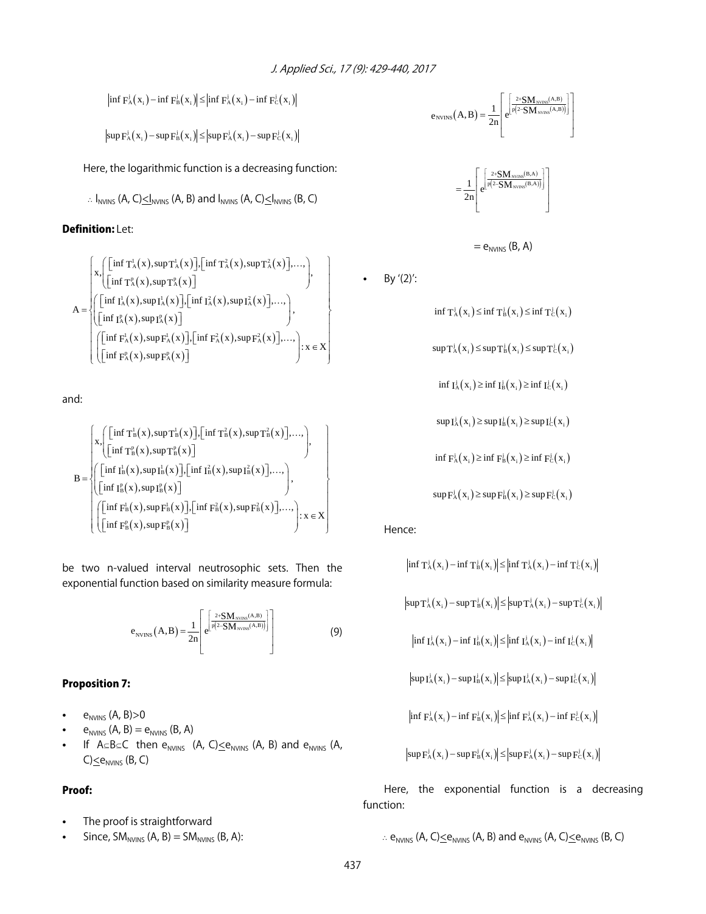$$\left|\inf F_A^j(x_i) - \inf F_B^j(x_i)\right| \leq \left|\inf F_A^j(x_i) - \inf F_C^j(x_i)\right|$$

$$\left|\sup F_A^j(x_i) - \sup F_B^j(x_i)\right| \leq \left|\sup F_A^j(x_i) - \sup F_C^j(x_i)\right|$$

Here, the logarithmic function is a decreasing function:

$\therefore$ $l_{NVINS}$ (A, C)$\leq$$l_{NVINS}$ (A, B) and $l_{NVINS}$ (A, C)$\leq$$l_{NVINS}$ (B, C)

**Definition:** Let:

$$A = \left\{ \begin{array}{l} x, \left( \begin{array}{l} \left[\inf T_A^1(x), \sup T_A^1(x)\right], \left[\inf T_A^2(x), \sup T_A^2(x)\right], \ldots, \\ \left[\inf T_A^p(x), \sup T_A^p(x)\right] \end{array} \right), \\ \left( \begin{array}{l} \left[\inf I_A^1(x), \sup I_A^1(x)\right], \left[\inf I_A^2(x), \sup I_A^2(x)\right], \ldots, \\ \left[\inf I_A^p(x), \sup I_A^p(x)\right] \end{array} \right), \\ \left( \begin{array}{l} \left[\inf F_A^1(x), \sup F_A^1(x)\right], \left[\inf F_A^2(x), \sup F_A^2(x)\right], \ldots, \\ \left[\inf F_A^p(x), \sup F_A^p(x)\right] \end{array} \right) : x \in X \end{array} \right\}$$

and:

$$B = \left\{ \begin{array}{l} x, \left( \begin{array}{l} \left[\inf T_B^1(x), \sup T_B^1(x)\right], \left[\inf T_B^2(x), \sup T_B^2(x)\right], \ldots, \\ \left[\inf T_B^p(x), \sup T_B^p(x)\right] \end{array} \right), \\ \left( \begin{array}{l} \left[\inf I_B^1(x), \sup I_B^1(x)\right], \left[\inf I_B^2(x), \sup I_B^2(x)\right], \ldots, \\ \left[\inf I_B^p(x), \sup I_B^p(x)\right] \end{array} \right), \\ \left( \begin{array}{l} \left[\inf F_B^1(x), \sup F_B^1(x)\right], \left[\inf F_B^2(x), \sup F_B^2(x)\right], \ldots, \\ \left[\inf F_B^p(x), \sup F_B^p(x)\right] \end{array} \right) : x \in X \end{array} \right\}$$

be two n-valued interval neutrosophic sets. Then the exponential function based on similarity measure formula:

$$e_{NVINS}(A, B) = \frac{1}{2n}\left[ e^{\left[\frac{2+SM_{NVINS}(A,B)}{p(2-SM_{NVINS}(A,B))}\right]} \right] \quad (9)$$

**Proposition 7:**

- $e_{NVINS}$ (A, B)>0
- $e_{NVINS}$ (A, B) = $e_{NVINS}$ (B, A)
- If A$\subseteq$B$\subseteq$C then $e_{NVINS}$ (A, C)$\leq$$e_{NVINS}$ (A, B) and $e_{NVINS}$ (A, C)$\leq$$e_{NVINS}$ (B, C)

**Proof:**

- The proof is straightforward
- Since, $SM_{NVINS}$ (A, B) = $SM_{NVINS}$ (B, A):

$$e_{NVINS}(A, B) = \frac{1}{2n}\left[ e^{\left[\frac{2+SM_{NVINS}(A,B)}{p(2-SM_{NVINS}(A,B))}\right]} \right]$$

$$= \frac{1}{2n}\left[ e^{\left[\frac{2+SM_{NVINS}(B,A)}{p(2-SM_{NVINS}(B,A))}\right]} \right]$$

$$= e_{NVINS}(B, A)$$

- By '(2)':

$$\inf T_A^j(x_i) \leq \inf T_B^j(x_i) \leq \inf T_C^j(x_i)$$

$$\sup T_A^j(x_i) \leq \sup T_B^j(x_i) \leq \sup T_C^j(x_i)$$

$$\inf I_A^j(x_i) \geq \inf I_B^j(x_i) \geq \inf I_C^j(x_i)$$

$$\sup I_A^j(x_i) \geq \sup I_B^j(x_i) \geq \sup I_C^j(x_i)$$

$$\inf F_A^j(x_i) \geq \inf F_B^j(x_i) \geq \inf F_C^j(x_i)$$

$$\sup F_A^j(x_i) \geq \sup F_B^j(x_i) \geq \sup F_C^j(x_i)$$

Hence:

$$\left|\inf T_A^j(x_i) - \inf T_B^j(x_i)\right| \leq \left|\inf T_A^j(x_i) - \inf T_C^j(x_i)\right|$$

$$\left|\sup T_A^j(x_i) - \sup T_B^j(x_i)\right| \leq \left|\sup T_A^j(x_i) - \sup T_C^j(x_i)\right|$$

$$\left|\inf I_A^j(x_i) - \inf I_B^j(x_i)\right| \leq \left|\inf I_A^j(x_i) - \inf I_C^j(x_i)\right|$$

$$\left|\sup I_A^j(x_i) - \sup I_B^j(x_i)\right| \leq \left|\sup I_A^j(x_i) - \sup I_C^j(x_i)\right|$$

$$\left|\inf F_A^j(x_i) - \inf F_B^j(x_i)\right| \leq \left|\inf F_A^j(x_i) - \inf F_C^j(x_i)\right|$$

$$\left|\sup F_A^j(x_i) - \sup F_B^j(x_i)\right| \leq \left|\sup F_A^j(x_i) - \sup F_C^j(x_i)\right|$$

Here, the exponential function is a decreasing function:

$\therefore$ $e_{NVINS}$ (A, C)$\leq$$e_{NVINS}$ (A, B) and $e_{NVINS}$ (A, C)$\leq$$e_{NVINS}$ (B, C)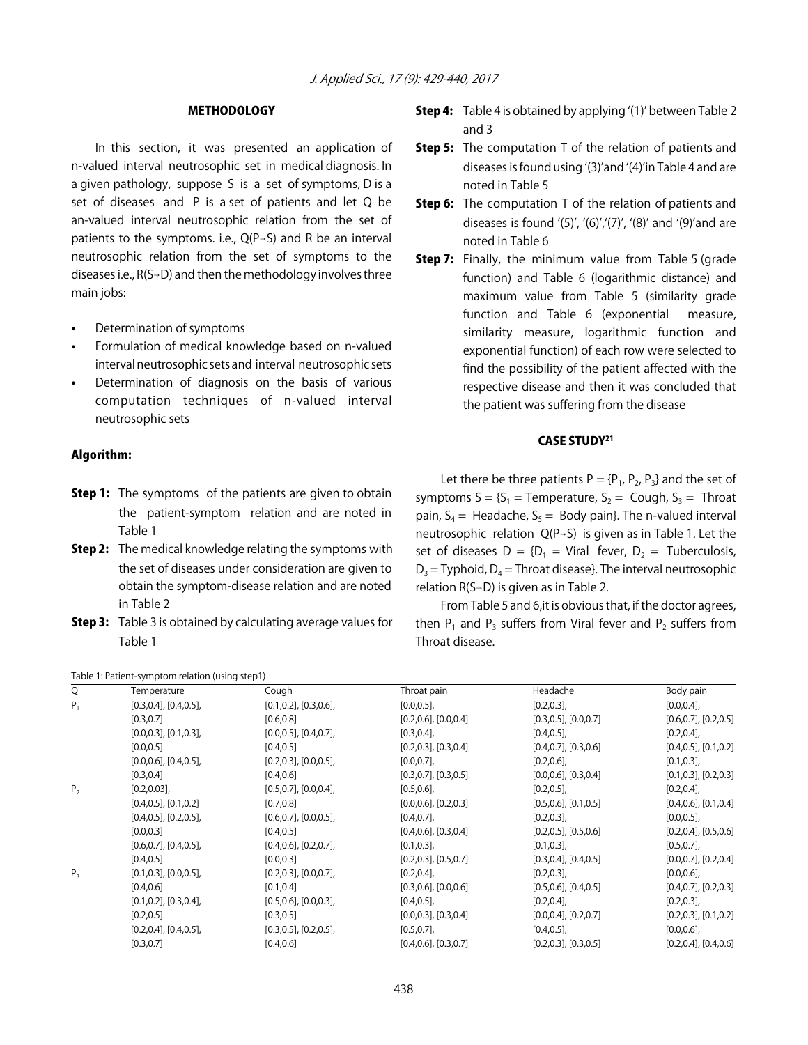## METHODOLOGY

In this section, it was presented an application of n-valued interval neutrosophic set in medical diagnosis. In a given pathology, suppose S is a set of symptoms, D is a set of diseases and P is a set of patients and let Q be an-valued interval neutrosophic relation from the set of patients to the symptoms. i.e., $Q(P \rightarrow S)$ and R be an interval neutrosophic relation from the set of symptoms to the diseases i.e., $R(S \rightarrow D)$ and then the methodology involves three main jobs:

- Determination of symptoms
- Formulation of medical knowledge based on n-valued interval neutrosophic sets and interval neutrosophic sets
- Determination of diagnosis on the basis of various computation techniques of n-valued interval neutrosophic sets

### Algorithm:

**Step 1:** The symptoms of the patients are given to obtain the patient-symptom relation and are noted in Table 1

**Step 2:** The medical knowledge relating the symptoms with the set of diseases under consideration are given to obtain the symptom-disease relation and are noted in Table 2

**Step 3:** Table 3 is obtained by calculating average values for Table 1

**Step 4:** Table 4 is obtained by applying '(1)' between Table 2 and 3

**Step 5:** The computation T of the relation of patients and diseases is found using '(3)' and '(4)' in Table 4 and are noted in Table 5

**Step 6:** The computation T of the relation of patients and diseases is found '(5)', '(6)', '(7)', '(8)' and '(9)' and are noted in Table 6

**Step 7:** Finally, the minimum value from Table 5 (grade function) and Table 6 (logarithmic distance) and maximum value from Table 5 (similarity grade function and Table 6 (exponential measure, similarity measure, logarithmic function and exponential function) of each row were selected to find the possibility of the patient affected with the respective disease and then it was concluded that the patient was suffering from the disease

## CASE STUDY[21]

Let there be three patients $P = \{P_1, P_2, P_3\}$ and the set of symptoms $S = \{S_1 =$ Temperature, $S_2 =$ Cough, $S_3 =$ Throat pain, $S_4 =$ Headache, $S_5 =$ Body pain$\}$. The n-valued interval neutrosophic relation $Q(P \rightarrow S)$ is given as in Table 1. Let the set of diseases $D = \{D_1 =$ Viral fever, $D_2 =$ Tuberculosis, $D_3 =$ Typhoid, $D_4 =$ Throat disease$\}$. The interval neutrosophic relation $R(S \rightarrow D)$ is given as in Table 2.

From Table 5 and 6, it is obvious that, if the doctor agrees, then $P_1$ and $P_3$ suffers from Viral fever and $P_2$ suffers from Throat disease.

Table 1: Patient-symptom relation (using step1)

| Q | Temperature | Cough | Throat pain | Headache | Body pain |
|---|---|---|---|---|---|
| $P_1$ | [0.3,0.4], [0.4,0.5], [0.3,0.7] | [0.1,0.2], [0.3,0.6], [0.6,0.8] | [0.0,0.5], [0.2,0.6], [0.0,0.4] | [0.2,0.3], [0.3,0.5], [0.0,0.7] | [0.0,0.4], [0.6,0.7], [0.2,0.5] |
| | [0.0,0.3], [0.1,0.3], [0.0,0.5] | [0.0,0.5], [0.4,0.7], [0.4,0.5] | [0.3,0.4], [0.2,0.3], [0.3,0.4] | [0.4,0.5], [0.4,0.7], [0.3,0.6] | [0.2,0.4], [0.4,0.5], [0.1,0.2] |
| | [0.0,0.6], [0.4,0.5], [0.3,0.4] | [0.2,0.3], [0.0,0.5], [0.4,0.6] | [0.0,0.7], [0.3,0.7], [0.3,0.5] | [0.2,0.6], [0.0,0.6], [0.3,0.4] | [0.1,0.3], [0.1,0.3], [0.2,0.3] |
| $P_2$ | [0.2,0.03], [0.4,0.5], [0.1,0.2] | [0.5,0.7], [0.0,0.4], [0.7,0.8] | [0.5,0.6], [0.0,0.6], [0.2,0.3] | [0.2,0.5], [0.5,0.6], [0.1,0.5] | [0.2,0.4], [0.4,0.6], [0.1,0.4] |
| | [0.4,0.5], [0.2,0.5], [0.0,0.3] | [0.6,0.7], [0.0,0.5], [0.4,0.5] | [0.4,0.7], [0.4,0.6], [0.3,0.4] | [0.2,0.3], [0.2,0.5], [0.5,0.6] | [0.0,0.5], [0.2,0.4], [0.5,0.6] |
| | [0.6,0.7], [0.4,0.5], [0.4,0.5] | [0.4,0.6], [0.2,0.7], [0.0,0.3] | [0.1,0.3], [0.2,0.3], [0.5,0.7] | [0.1,0.3], [0.3,0.4], [0.4,0.5] | [0.5,0.7], [0.0,0.7], [0.2,0.4] |
| $P_3$ | [0.1,0.3], [0.0,0.5], [0.4,0.6] | [0.2,0.3], [0.0,0.7], [0.1,0.4] | [0.2,0.4], [0.3,0.6], [0.0,0.6] | [0.2,0.3], [0.5,0.6], [0.4,0.5] | [0.0,0.6], [0.4,0.7], [0.2,0.3] |
| | [0.1,0.2], [0.3,0.4], [0.2,0.5] | [0.5,0.6], [0.0,0.3], [0.3,0.5] | [0.4,0.5], [0.0,0.3], [0.3,0.4] | [0.2,0.4], [0.0,0.4], [0.2,0.7] | [0.2,0.3], [0.2,0.3], [0.1,0.2] |
| | [0.2,0.4], [0.4,0.5], [0.3,0.7] | [0.3,0.5], [0.2,0.5], [0.4,0.6] | [0.5,0.7], [0.4,0.6], [0.3,0.7] | [0.4,0.5], [0.2,0.3], [0.3,0.5] | [0.0,0.6], [0.2,0.4], [0.4,0.6] |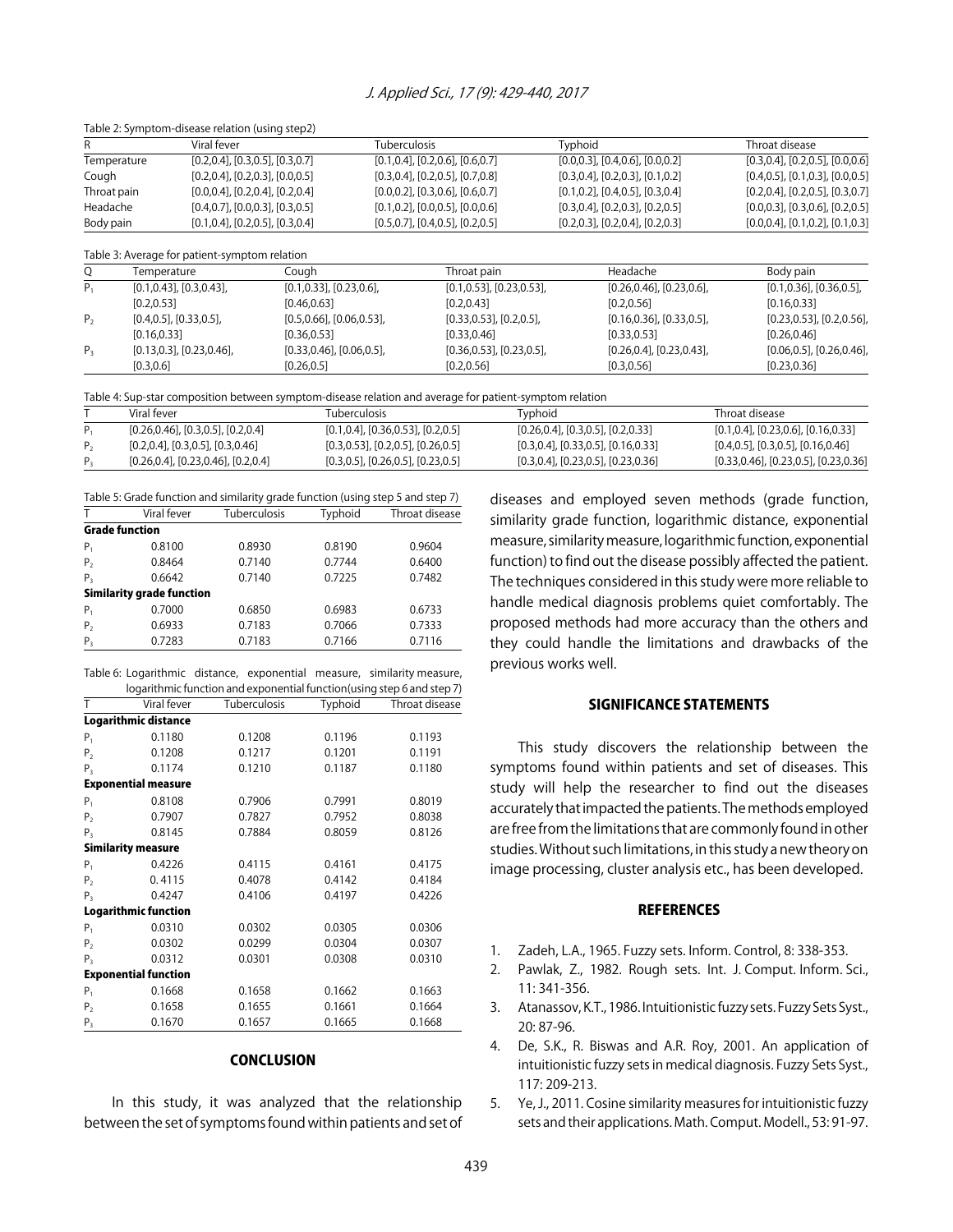Table 2: Symptom-disease relation (using step2)

| R | Viral fever | Tuberculosis | Typhoid | Throat disease |
|---|---|---|---|---|
| Temperature | [0.2,0.4], [0.3,0.5], [0.3,0.7] | [0.1,0.4], [0.2,0.6], [0.6,0.7] | [0.0,0.3], [0.4,0.6], [0.0,0.2] | [0.3,0.4], [0.2,0.5], [0.0,0.6] |
| Cough | [0.2,0.4], [0.2,0.3], [0.0,0.5] | [0.3,0.4], [0.2,0.5], [0.7,0.8] | [0.3,0.4], [0.2,0.3], [0.1,0.2] | [0.4,0.5], [0.1,0.3], [0.0,0.5] |
| Throat pain | [0.0,0.4], [0.2,0.4], [0.2,0.4] | [0.0,0.2], [0.3,0.6], [0.6,0.7] | [0.1,0.2], [0.4,0.5], [0.3,0.4] | [0.2,0.4], [0.2,0.5], [0.3,0.7] |
| Headache | [0.4,0.7], [0.0,0.3], [0.3,0.5] | [0.1,0.2], [0.0,0.5], [0.0,0.6] | [0.3,0.4], [0.2,0.3], [0.2,0.5] | [0.0,0.3], [0.3,0.6], [0.2,0.5] |
| Body pain | [0.1,0.4], [0.2,0.5], [0.3,0.4] | [0.5,0.7], [0.4,0.5], [0.2,0.5] | [0.2,0.3], [0.2,0.4], [0.2,0.3] | [0.0,0.4], [0.1,0.2], [0.1,0.3] |

Table 3: Average for patient-symptom relation

| Q | Temperature | Cough | Throat pain | Headache | Body pain |
|---|---|---|---|---|---|
| $P_1$ | [0.1,0.43], [0.3,0.43], [0.2,0.53] | [0.1,0.33], [0.23,0.6], [0.46,0.63] | [0.1,0.53], [0.23,0.53], [0.2,0.43] | [0.26,0.46], [0.23,0.6], [0.2,0.56] | [0.1,0.36], [0.36,0.5], [0.16,0.33] |
| $P_2$ | [0.4,0.5], [0.33,0.5], [0.16,0.33] | [0.5,0.66], [0.06,0.53], [0.36,0.53] | [0.33,0.53], [0.2,0.5], [0.33,0.46] | [0.16,0.36], [0.33,0.5], [0.33,0.53] | [0.23,0.53], [0.2,0.56], [0.26,0.46] |
| $P_3$ | [0.13,0.3], [0.23,0.46], [0.3,0.6] | [0.33,0.46], [0.06,0.5], [0.26,0.5] | [0.36,0.53], [0.23,0.5], [0.2,0.56] | [0.26,0.4], [0.23,0.43], [0.3,0.56] | [0.06,0.5], [0.26,0.46], [0.23,0.36] |

Table 4: Sup-star composition between symptom-disease relation and average for patient-symptom relation

| T | Viral fever | Tuberculosis | Typhoid | Throat disease |
|---|---|---|---|---|
| $P_1$ | [0.26,0.46], [0.3,0.5], [0.2,0.4] | [0.1,0.4], [0.36,0.53], [0.2,0.5] | [0.26,0.4], [0.3,0.5], [0.2,0.33] | [0.1,0.4], [0.23,0.6], [0.16,0.33] |
| $P_2$ | [0.2,0.4], [0.3,0.5], [0.3,0.46] | [0.3,0.53], [0.2,0.5], [0.26,0.5] | [0.3,0.4], [0.33,0.5], [0.16,0.33] | [0.4,0.5], [0.3,0.5], [0.16,0.46] |
| $P_3$ | [0.26,0.4], [0.23,0.46], [0.2,0.4] | [0.3,0.5], [0.26,0.5], [0.23,0.5] | [0.3,0.4], [0.23,0.5], [0.23,0.36] | [0.33,0.46], [0.23,0.5], [0.23,0.36] |

Table 5: Grade function and similarity grade function (using step 5 and step 7)

| T | Viral fever | Tuberculosis | Typhoid | Throat disease |
|---|---|---|---|---|
| **Grade function** | | | | |
| $P_1$ | 0.8100 | 0.8930 | 0.8190 | 0.9604 |
| $P_2$ | 0.8464 | 0.7140 | 0.7744 | 0.6400 |
| $P_3$ | 0.6642 | 0.7140 | 0.7225 | 0.7482 |
| **Similarity grade function** | | | | |
| $P_1$ | 0.7000 | 0.6850 | 0.6983 | 0.6733 |
| $P_2$ | 0.6933 | 0.7183 | 0.7066 | 0.7333 |
| $P_3$ | 0.7283 | 0.7183 | 0.7166 | 0.7116 |

Table 6: Logarithmic distance, exponential measure, similarity measure, logarithmic function and exponential function(using step 6 and step 7)

| T | Viral fever | Tuberculosis | Typhoid | Throat disease |
|---|---|---|---|---|
| **Logarithmic distance** | | | | |
| $P_1$ | 0.1180 | 0.1208 | 0.1196 | 0.1193 |
| $P_2$ | 0.1208 | 0.1217 | 0.1201 | 0.1191 |
| $P_3$ | 0.1174 | 0.1210 | 0.1187 | 0.1180 |
| **Exponential measure** | | | | |
| $P_1$ | 0.8108 | 0.7906 | 0.7991 | 0.8019 |
| $P_2$ | 0.7907 | 0.7827 | 0.7952 | 0.8038 |
| $P_3$ | 0.8145 | 0.7884 | 0.8059 | 0.8126 |
| **Similarity measure** | | | | |
| $P_1$ | 0.4226 | 0.4115 | 0.4161 | 0.4175 |
| $P_2$ | 0. 4115 | 0.4078 | 0.4142 | 0.4184 |
| $P_3$ | 0.4247 | 0.4106 | 0.4197 | 0.4226 |
| **Logarithmic function** | | | | |
| $P_1$ | 0.0310 | 0.0302 | 0.0305 | 0.0306 |
| $P_2$ | 0.0302 | 0.0299 | 0.0304 | 0.0307 |
| $P_3$ | 0.0312 | 0.0301 | 0.0308 | 0.0310 |
| **Exponential function** | | | | |
| $P_1$ | 0.1668 | 0.1658 | 0.1662 | 0.1663 |
| $P_2$ | 0.1658 | 0.1655 | 0.1661 | 0.1664 |
| $P_3$ | 0.1670 | 0.1657 | 0.1665 | 0.1668 |

## CONCLUSION

In this study, it was analyzed that the relationship between the set of symptoms found within patients and set of diseases and employed seven methods (grade function, similarity grade function, logarithmic distance, exponential measure, similarity measure, logarithmic function, exponential function) to find out the disease possibly affected the patient. The techniques considered in this study were more reliable to handle medical diagnosis problems quiet comfortably. The proposed methods had more accuracy than the others and they could handle the limitations and drawbacks of the previous works well.

## SIGNIFICANCE STATEMENTS

This study discovers the relationship between the symptoms found within patients and set of diseases. This study will help the researcher to find out the diseases accurately that impacted the patients. The methods employed are free from the limitations that are commonly found in other studies. Without such limitations, in this study a new theory on image processing, cluster analysis etc., has been developed.

## REFERENCES

1. Zadeh, L.A., 1965. Fuzzy sets. Inform. Control, 8: 338-353.
2. Pawlak, Z., 1982. Rough sets. Int. J. Comput. Inform. Sci., 11: 341-356.
3. Atanassov, K.T., 1986. Intuitionistic fuzzy sets. Fuzzy Sets Syst., 20: 87-96.
4. De, S.K., R. Biswas and A.R. Roy, 2001. An application of intuitionistic fuzzy sets in medical diagnosis. Fuzzy Sets Syst., 117: 209-213.
5. Ye, J., 2011. Cosine similarity measures for intuitionistic fuzzy sets and their applications. Math. Comput. Modell., 53: 91-97.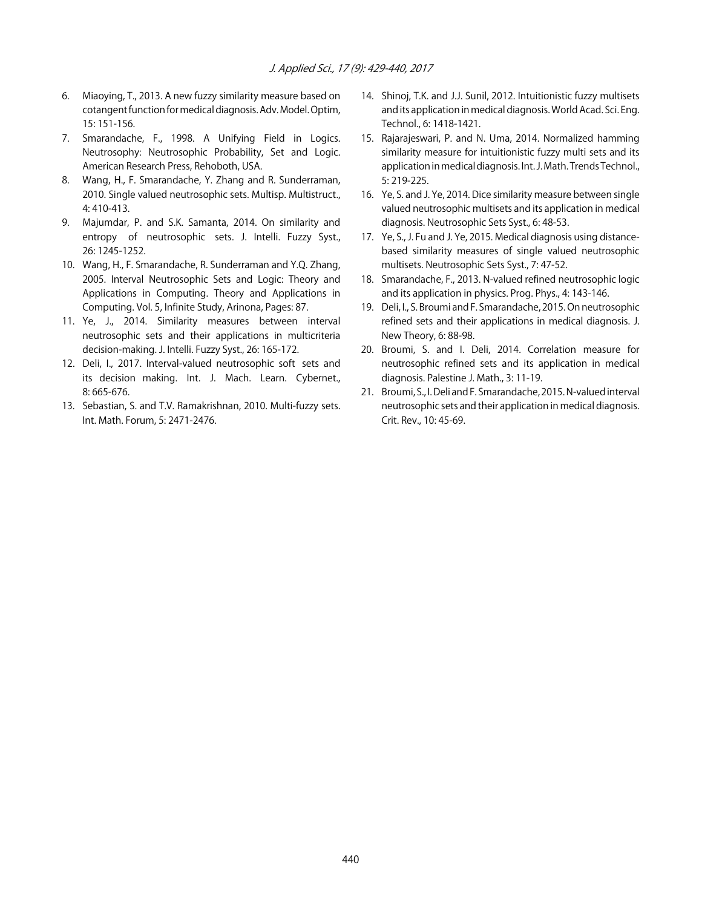6. Miaoying, T., 2013. A new fuzzy similarity measure based on cotangent function for medical diagnosis. Adv. Model. Optim, 15: 151-156.
7. Smarandache, F., 1998. A Unifying Field in Logics. Neutrosophy: Neutrosophic Probability, Set and Logic. American Research Press, Rehoboth, USA.
8. Wang, H., F. Smarandache, Y. Zhang and R. Sunderraman, 2010. Single valued neutrosophic sets. Multisp. Multistruct., 4: 410-413.
9. Majumdar, P. and S.K. Samanta, 2014. On similarity and entropy of neutrosophic sets. J. Intelli. Fuzzy Syst., 26: 1245-1252.
10. Wang, H., F. Smarandache, R. Sunderraman and Y.Q. Zhang, 2005. Interval Neutrosophic Sets and Logic: Theory and Applications in Computing. Theory and Applications in Computing. Vol. 5, Infinite Study, Arinona, Pages: 87.
11. Ye, J., 2014. Similarity measures between interval neutrosophic sets and their applications in multicriteria decision-making. J. Intelli. Fuzzy Syst., 26: 165-172.
12. Deli, I., 2017. Interval-valued neutrosophic soft sets and its decision making. Int. J. Mach. Learn. Cybernet., 8: 665-676.
13. Sebastian, S. and T.V. Ramakrishnan, 2010. Multi-fuzzy sets. Int. Math. Forum, 5: 2471-2476.
14. Shinoj, T.K. and J.J. Sunil, 2012. Intuitionistic fuzzy multisets and its application in medical diagnosis. World Acad. Sci. Eng. Technol., 6: 1418-1421.
15. Rajarajeswari, P. and N. Uma, 2014. Normalized hamming similarity measure for intuitionistic fuzzy multi sets and its application in medical diagnosis. Int. J. Math. Trends Technol., 5: 219-225.
16. Ye, S. and J. Ye, 2014. Dice similarity measure between single valued neutrosophic multisets and its application in medical diagnosis. Neutrosophic Sets Syst., 6: 48-53.
17. Ye, S., J. Fu and J. Ye, 2015. Medical diagnosis using distance-based similarity measures of single valued neutrosophic multisets. Neutrosophic Sets Syst., 7: 47-52.
18. Smarandache, F., 2013. N-valued refined neutrosophic logic and its application in physics. Prog. Phys., 4: 143-146.
19. Deli, I., S. Broumi and F. Smarandache, 2015. On neutrosophic refined sets and their applications in medical diagnosis. J. New Theory, 6: 88-98.
20. Broumi, S. and I. Deli, 2014. Correlation measure for neutrosophic refined sets and its application in medical diagnosis. Palestine J. Math., 3: 11-19.
21. Broumi, S., I. Deli and F. Smarandache, 2015. N-valued interval neutrosophic sets and their application in medical diagnosis. Crit. Rev., 10: 45-69.